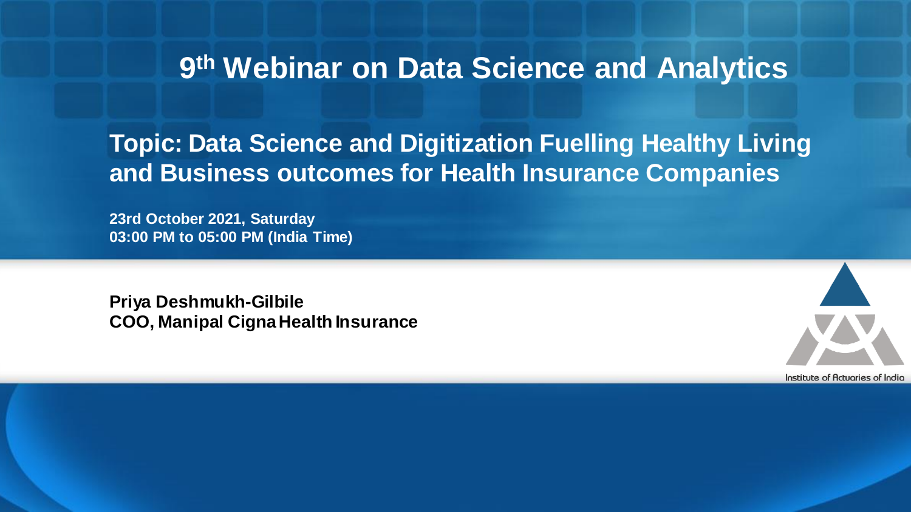# $9^{th}$ Webinar on Data Science and Analytics

## Topic: Data Science and Digitization Fuelling Healthy Living and Business outcomes for Health Insurance Companies

**23rd October 2021, Saturday**
**03:00 PM to 05:00 PM (India Time)**

**Priya Deshmukh-Gilbile**
**COO, Manipal Cigna Health Insurance**

Institute of Actuaries of India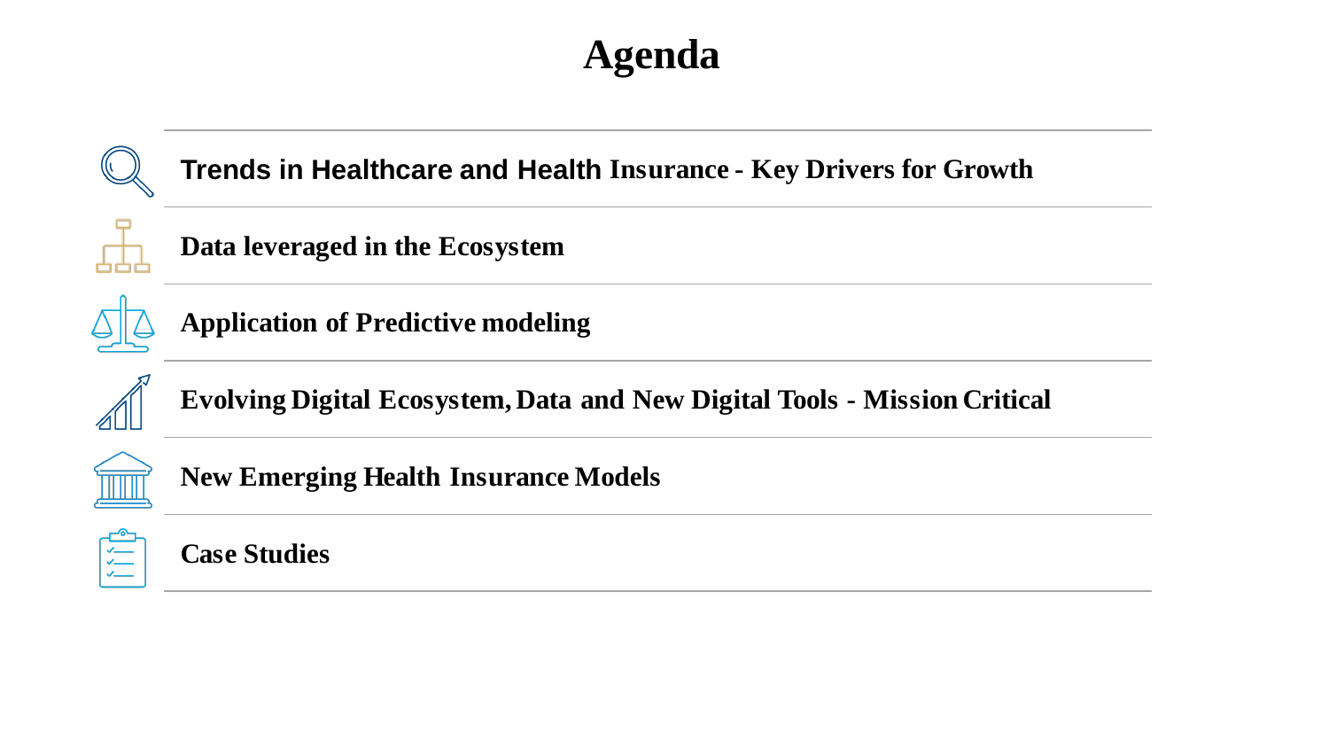# Agenda

- **Trends in Healthcare and Health Insurance - Key Drivers for Growth**
- **Data leveraged in the Ecosystem**
- **Application of Predictive modeling**
- **Evolving Digital Ecosystem, Data and New Digital Tools - Mission Critical**
- **New Emerging Health Insurance Models**
- **Case Studies**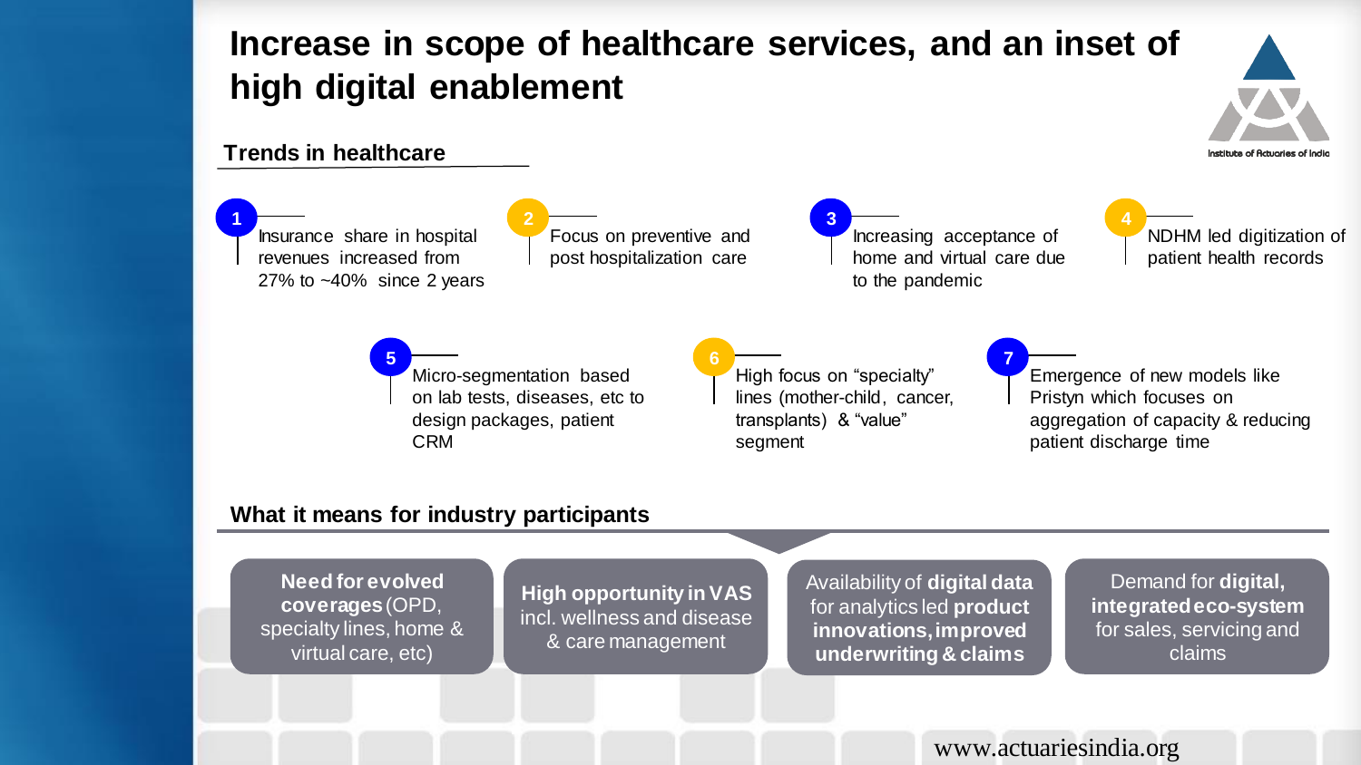# Increase in scope of healthcare services, and an inset of high digital enablement

## Trends in healthcare

1. Insurance share in hospital revenues increased from 27% to ~40% since 2 years
2. Focus on preventive and post hospitalization care
3. Increasing acceptance of home and virtual care due to the pandemic
4. NDHM led digitization of patient health records
5. Micro-segmentation based on lab tests, diseases, etc to design packages, patient CRM
6. High focus on "specialty" lines (mother-child, cancer, transplants) & "value" segment
7. Emergence of new models like Pristyn which focuses on aggregation of capacity & reducing patient discharge time

## What it means for industry participants

- **Need for evolved coverages** (OPD, specialty lines, home & virtual care, etc)
- **High opportunity in VAS** incl. wellness and disease & care management
- Availability of **digital data** for analytics led **product innovations, improved underwriting & claims**
- Demand for **digital, integrated eco-system** for sales, servicing and claims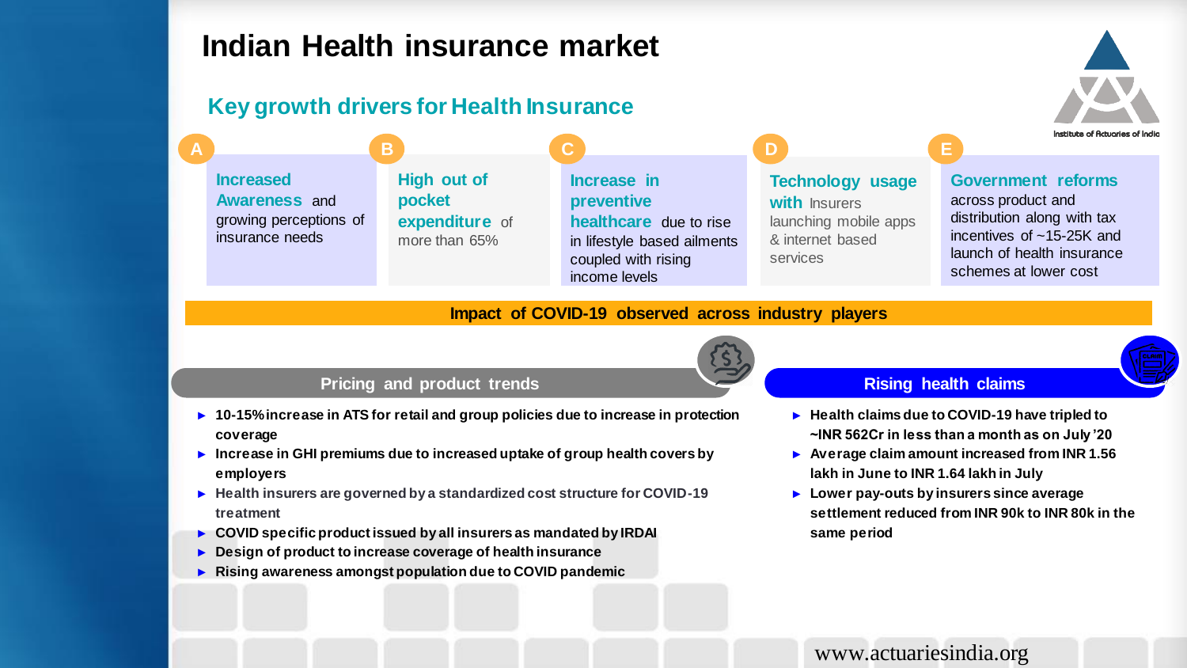# Indian Health insurance market

## Key growth drivers for Health Insurance

**A** — **Increased Awareness** and growing perceptions of insurance needs

**B** — **High out of pocket expenditure** of more than 65%

**C** — **Increase in preventive healthcare** due to rise in lifestyle based ailments coupled with rising income levels

**D** — **Technology usage with** Insurers launching mobile apps & internet based services

**E** — **Government reforms** across product and distribution along with tax incentives of ~15-25K and launch of health insurance schemes at lower cost

**Impact of COVID-19 observed across industry players**

### Pricing and product trends

- **10-15% increase in ATS for retail and group policies due to increase in protection coverage**
- **Increase in GHI premiums due to increased uptake of group health covers by employers**
- **Health insurers are governed by a standardized cost structure for COVID-19 treatment**
- **COVID specific product issued by all insurers as mandated by IRDAI**
- **Design of product to increase coverage of health insurance**
- **Rising awareness amongst population due to COVID pandemic**

### Rising health claims

- **Health claims due to COVID-19 have tripled to ~INR 562Cr in less than a month as on July '20**
- **Average claim amount increased from INR 1.56 lakh in June to INR 1.64 lakh in July**
- **Lower pay-outs by insurers since average settlement reduced from INR 90k to INR 80k in the same period**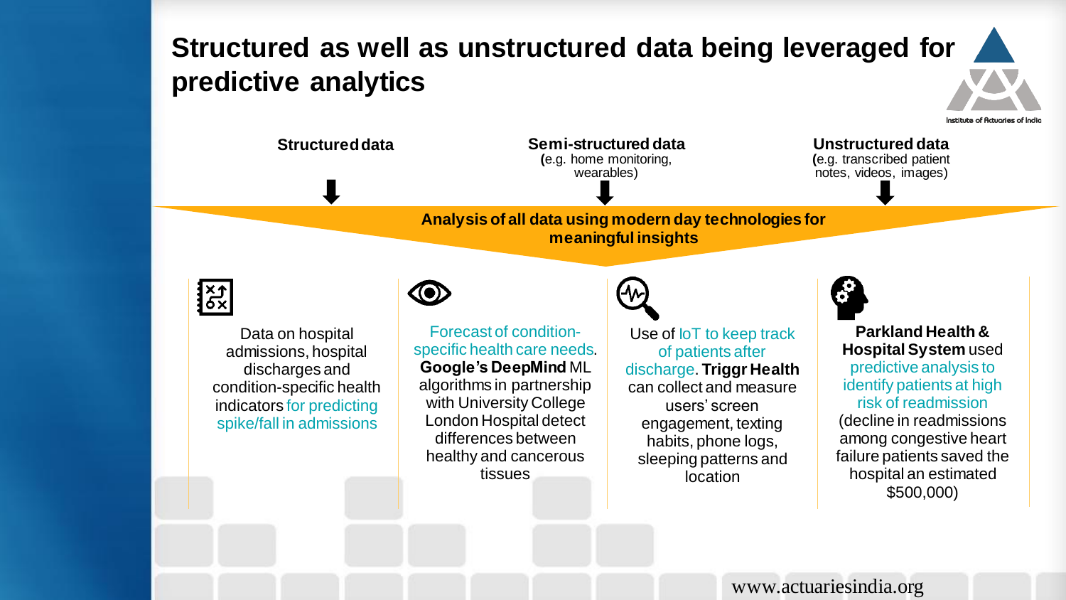# Structured as well as unstructured data being leveraged for predictive analytics

**Structured data**

**Semi-structured data**
(e.g. home monitoring, wearables)

**Unstructured data**
(e.g. transcribed patient notes, videos, images)

**Analysis of all data using modern day technologies for meaningful insights**

Data on hospital admissions, hospital discharges and condition-specific health indicators for predicting spike/fall in admissions

Forecast of condition-specific health care needs. **Google's DeepMind** ML algorithms in partnership with University College London Hospital detect differences between healthy and cancerous tissues

Use of IoT to keep track of patients after discharge. **Triggr Health** can collect and measure users' screen engagement, texting habits, phone logs, sleeping patterns and location

**Parkland Health & Hospital System** used predictive analysis to identify patients at high risk of readmission (decline in readmissions among congestive heart failure patients saved the hospital an estimated $500,000)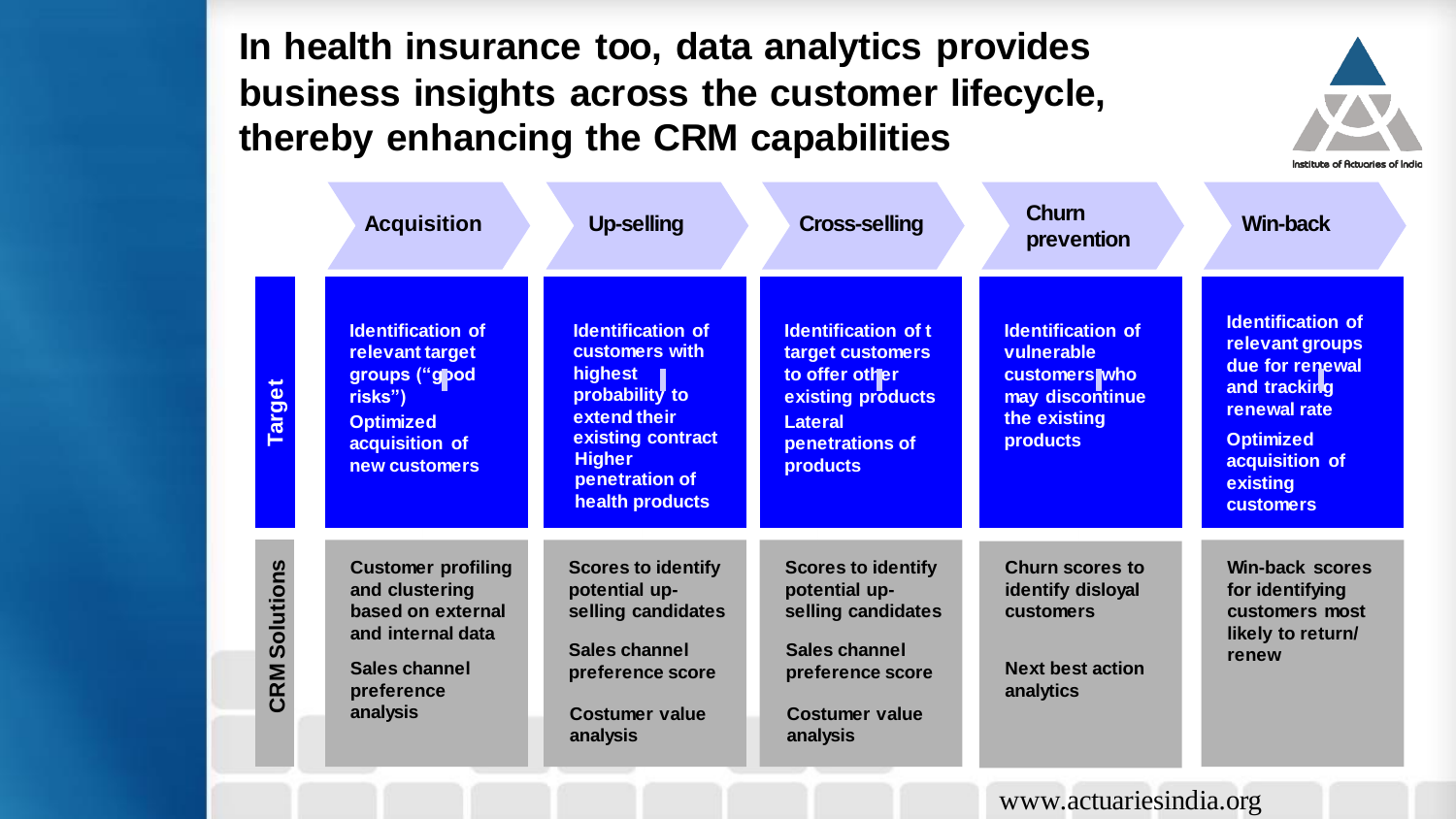# In health insurance too, data analytics provides business insights across the customer lifecycle, thereby enhancing the CRM capabilities

| | Acquisition | Up-selling | Cross-selling | Churn prevention | Win-back |
|---|---|---|---|---|---|
| **Target** | Identification of relevant target groups ("good risks")<br>Optimized acquisition of new customers | Identification of customers with highest probability to extend their existing contract<br>Higher penetration of health products | Identification of target customers to offer other existing products<br>Lateral penetrations of products | Identification of vulnerable customers who may discontinue the existing products | Identification of relevant groups due for renewal and tracking renewal rate<br>Optimized acquisition of existing customers |
| **CRM Solutions** | Customer profiling and clustering based on external and internal data<br>Sales channel preference analysis | Scores to identify potential up-selling candidates<br>Sales channel preference score<br>Costumer value analysis | Scores to identify potential up-selling candidates<br>Sales channel preference score<br>Costumer value analysis | Churn scores to identify disloyal customers<br>Next best action analytics | Win-back scores for identifying customers most likely to return/ renew |

www.actuariesindia.org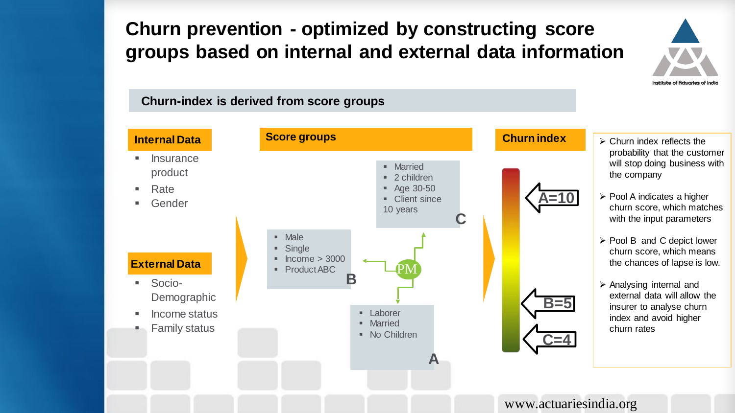# Churn prevention - optimized by constructing score groups based on inter­nal and external data information

## Churn-index is derived from score groups

**Internal Data**

- Insurance product
- Rate
- Gender

**External Data**

- Socio-Demographic
- Income status
- Family status

**Score groups**

C
- Married
- 2 children
- Age 30-50
- Client since 10 years

B
- Male
- Single
- Income > 3000
- Product ABC

A
- Laborer
- Married
- No Children

PM

**Churn index**

A=10

B=5

C=4

- Churn index reflects the probability that the customer will stop doing business with the company
- Pool A indicates a higher churn score, which matches with the input parameters
- Pool B and C depict lower churn score, which means the chances of lapse is low.
- Analysing internal and external data will allow the insurer to analyse churn index and avoid higher churn rates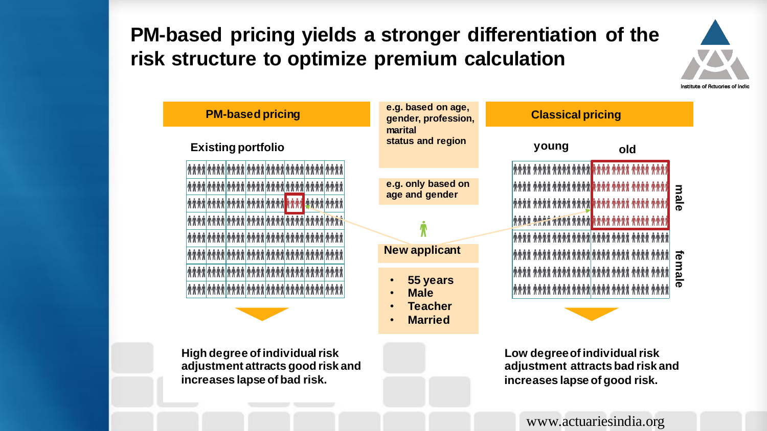# PM-based pricing yields a stronger differentiation of the risk structure to optimize premium calculation

## PM-based pricing

**Existing portfolio**

**e.g. based on age, gender, profession, marital status and region**

**e.g. only based on age and gender**

**New applicant**

- **55 years**
- **Male**
- **Teacher**
- **Married**

## Classical pricing

**young** | **old**

**male** | **female**

**High degree of individual risk adjustment attracts good risk and increases lapse of bad risk.**

**Low degree of individual risk adjustment attracts bad risk and increases lapse of good risk.**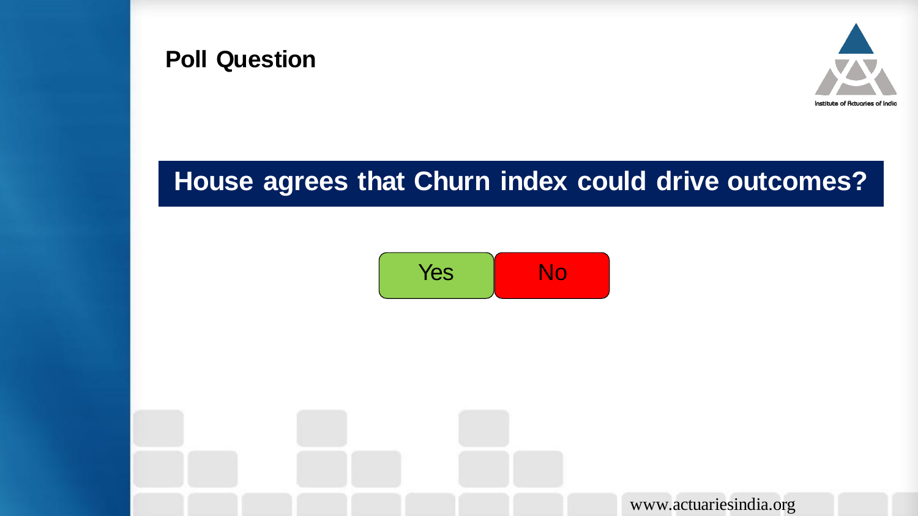## Poll Question

### House agrees that Churn index could drive outcomes?

Yes

No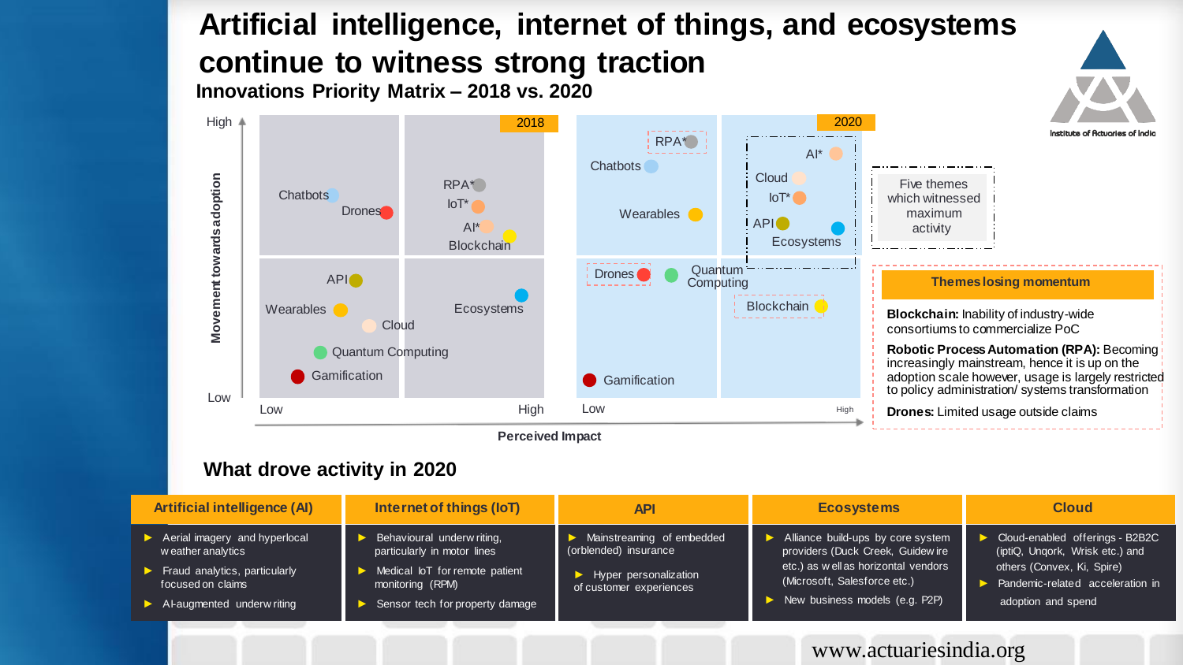# Artificial intelligence, internet of things, and ecosystems continue to witness strong traction

## Innovations Priority Matrix – 2018 vs. 2020

**2018** (Movement towards adoption: Low → High; Perceived Impact: Low → High)

- High adoption, low impact: Chatbots, Drones
- High adoption, high impact: RPA*, IoT*, AI*, Blockchain
- Low adoption, low impact: API, Wearables, Cloud, Quantum Computing, Gamification
- Low adoption, high impact: Ecosystems

**2020**

- High adoption, low impact: RPA*, Chatbots, Wearables
- High adoption, high impact: AI*, Cloud, IoT*, API, Ecosystems
- Low adoption, low impact: Drones, Quantum Computing, Gamification
- Low adoption, high impact: Blockchain

Five themes which witnessed maximum activity

**Themes losing momentum**

**Blockchain:** Inability of industry-wide consortiums to commercialize PoC

**Robotic Process Automation (RPA):** Becoming increasingly mainstream, hence it is up on the adoption scale however, usage is largely restricted to policy administration/ systems transformation

**Drones:** Limited usage outside claims

## What drove activity in 2020

| Artificial intelligence (AI) | Internet of things (IoT) | API | Ecosystems | Cloud |
|---|---|---|---|---|
| ► Aerial imagery and hyperlocal weather analytics<br>► Fraud analytics, particularly focused on claims<br>► AI-augmented underwriting | ► Behavioural underwriting, particularly in motor lines<br>► Medical IoT for remote patient monitoring (RPM)<br>► Sensor tech for property damage | ► Mainstreaming of embedded (orblended) insurance<br>► Hyper personalization of customer experiences | ► Alliance build-ups by core system providers (Duck Creek, Guidewire etc.) as well as horizontal vendors (Microsoft, Salesforce etc.)<br>► New business models (e.g. P2P) | ► Cloud-enabled offerings - B2B2C (iptiQ, Unqork, Wrisk etc.) and others (Convex, Ki, Spire)<br>► Pandemic-related acceleration in adoption and spend |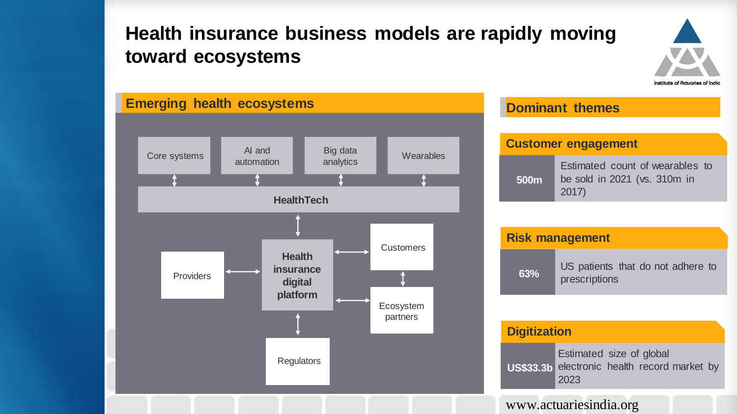# Health insurance business models are rapidly moving toward ecosystems

## Emerging health ecosystems

Core systems | AI and automation | Big data analytics | Wearables

HealthTech

Providers

Health insurance digital platform

Customers

Ecosystem partners

Regulators

## Dominant themes

### Customer engagement

| | |
|---|---|
| **500m** | Estimated count of wearables to be sold in 2021 (vs. 310m in 2017) |

### Risk management

| | |
|---|---|
| **63%** | US patients that do not adhere to prescriptions |

### Digitization

| | |
|---|---|
| **US$33.3b** | Estimated size of global electronic health record market by 2023 |

www.actuariesindia.org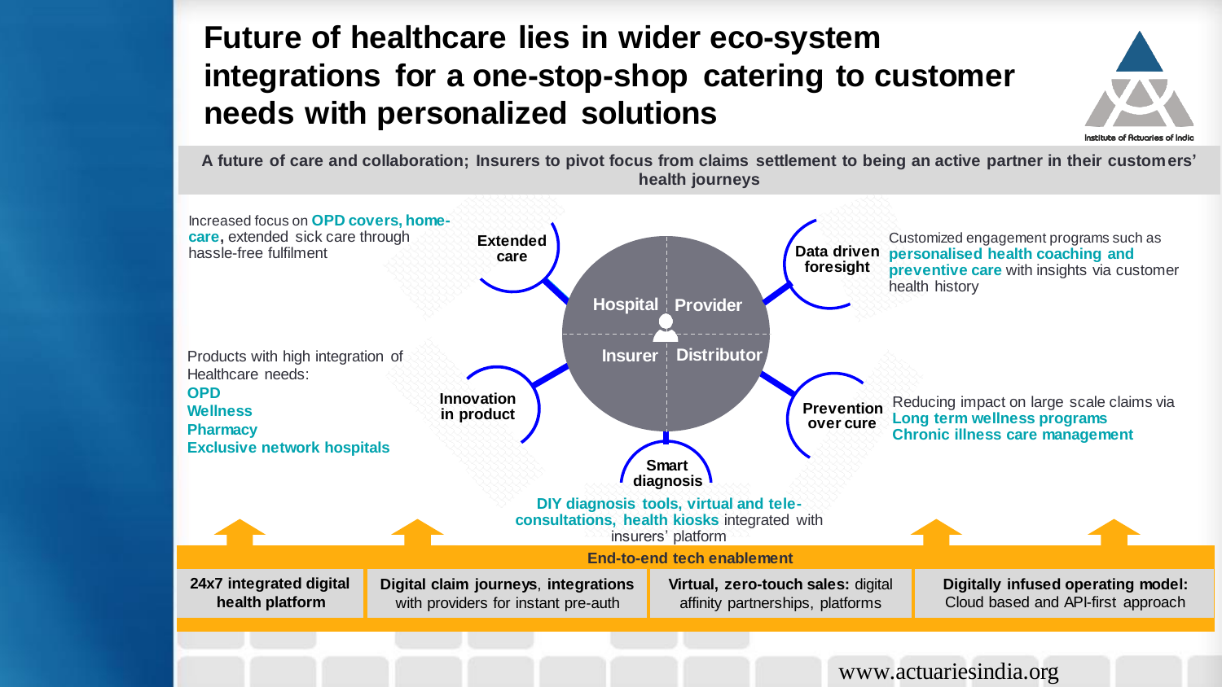# Future of healthcare lies in wider eco-system integrations for a one-stop-shop catering to customer needs with personalized solutions

**A future of care and collaboration; Insurers to pivot focus from claims settlement to being an active partner in their customers' health journeys**

Hospital | Provider | Insurer | Distributor

**Extended care**

Increased focus on **OPD covers, home-care,** extended sick care through hassle-free fulfilment

**Innovation in product**

Products with high integration of Healthcare needs:

- **OPD**
- **Wellness**
- **Pharmacy**
- **Exclusive network hospitals**

**Smart diagnosis**

**DIY diagnosis tools, virtual and tele-consultations, health kiosks** integrated with insurers' platform

**Data driven foresight**

Customized engagement programs such as **personalised health coaching and preventive care** with insights via customer health history

**Prevention over cure**

Reducing impact on large scale claims via **Long term wellness programs** **Chronic illness care management**

**End-to-end tech enablement**

| **24x7 integrated digital health platform** | **Digital claim journeys**, **integrations** with providers for instant pre-auth | **Virtual, zero-touch sales:** digital affinity partnerships, platforms | **Digitally infused operating model:** Cloud based and API-first approach |
|---|---|---|---|

www.actuariesindia.org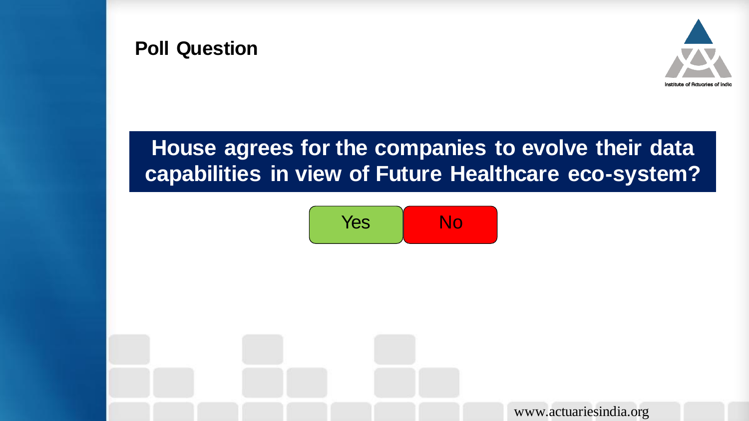## Poll Question

**House agrees for the companies to evolve their data capabilities in view of Future Healthcare eco-system?**

Yes

No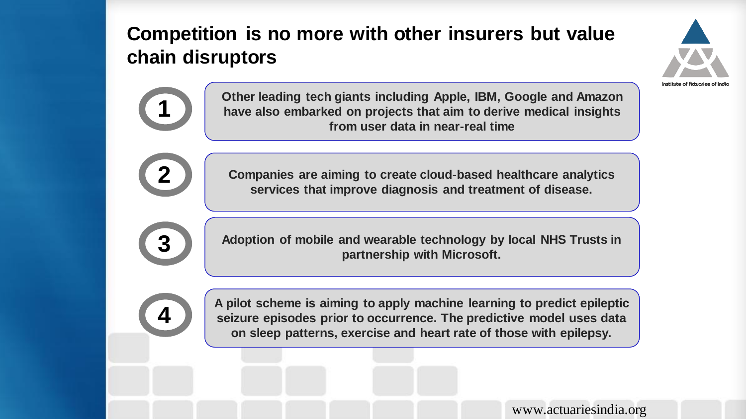# Competition is no more with other insurers but value chain disruptors

1. Other leading tech giants including Apple, IBM, Google and Amazon have also embarked on projects that aim to derive medical insights from user data in near-real time

2. Companies are aiming to create cloud-based healthcare analytics services that improve diagnosis and treatment of disease.

3. Adoption of mobile and wearable technology by local NHS Trusts in partnership with Microsoft.

4. A pilot scheme is aiming to apply machine learning to predict epileptic seizure episodes prior to occurrence. The predictive model uses data on sleep patterns, exercise and heart rate of those with epilepsy.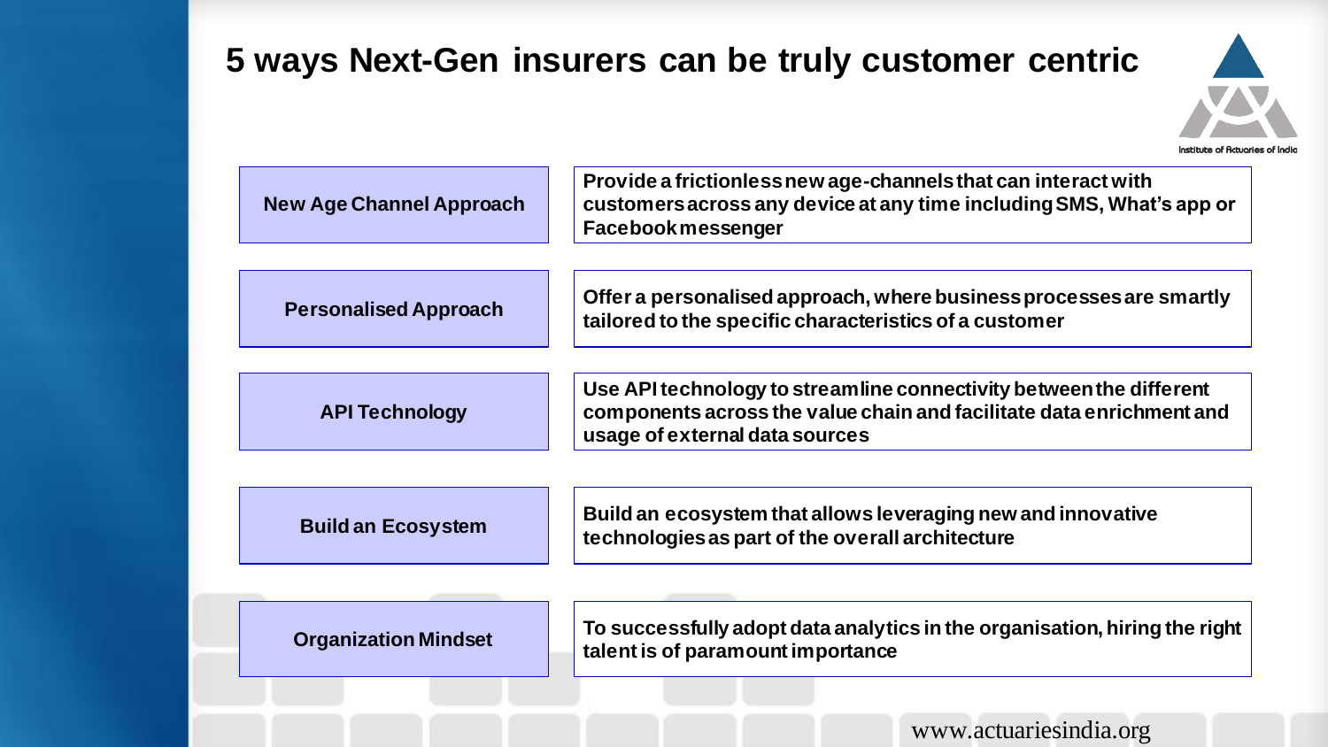# 5 ways Next-Gen insurers can be truly customer centric

| | |
|---|---|
| **New Age Channel Approach** | **Provide a frictionless new age-channels that can interact with customers across any device at any time including SMS, What's app or Facebook messenger** |
| **Personalised Approach** | **Offer a personalised approach, where business processes are smartly tailored to the specific characteristics of a customer** |
| **API Technology** | **Use API technology to streamline connectivity between the different components across the value chain and facilitate data enrichment and usage of external data sources** |
| **Build an Ecosystem** | **Build an ecosystem that allows leveraging new and innovative technologies as part of the overall architecture** |
| **Organization Mindset** | **To successfully adopt data analytics in the organisation, hiring the right talent is of paramount importance** |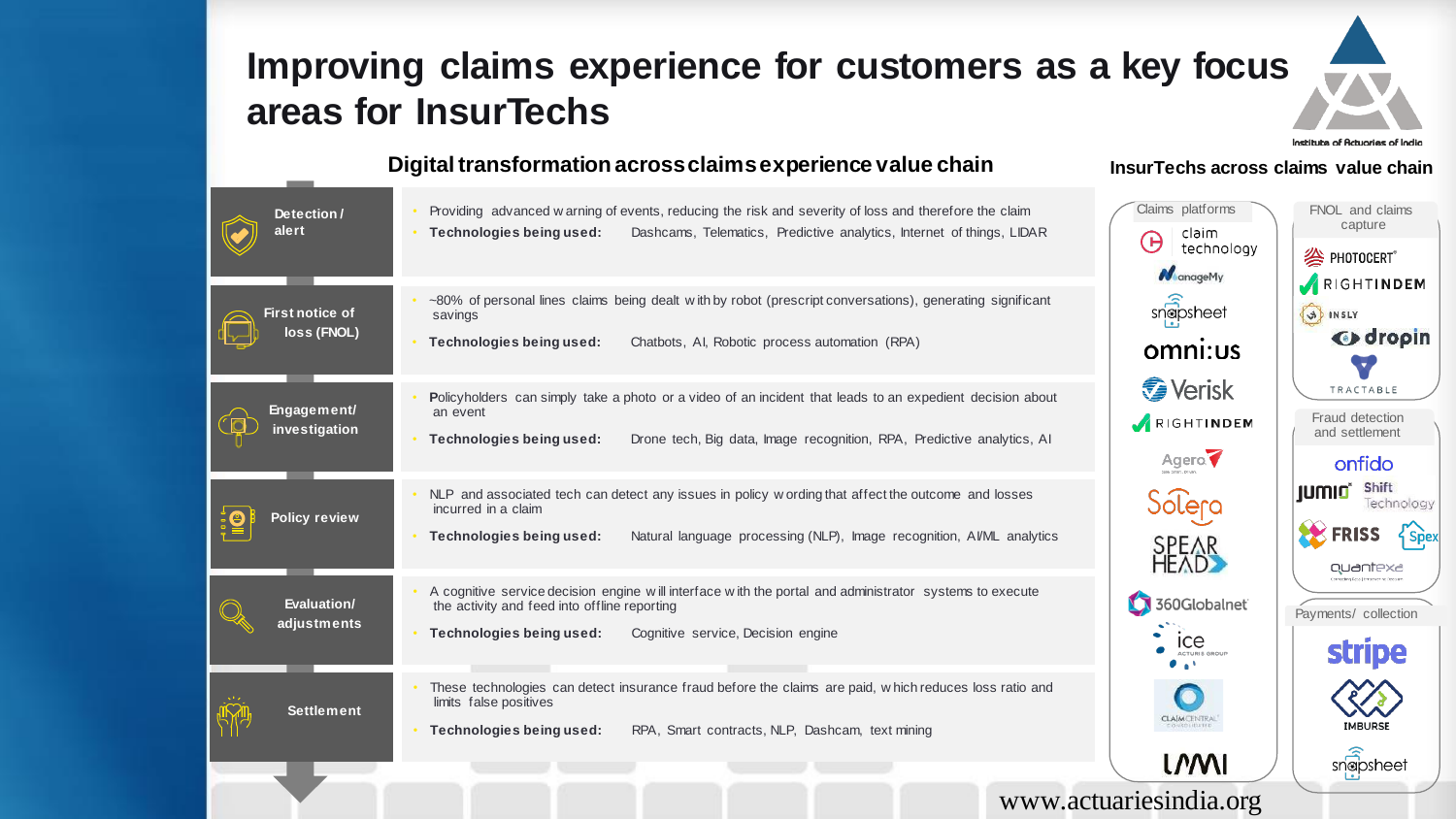# Improving claims experience for customers as a key focus areas for InsurTechs

## Digital transformation across claims experience value chain

| Stage | Description |
|---|---|
| **Detection / alert** | • Providing advanced warning of events, reducing the risk and severity of loss and therefore the claim<br>• **Technologies being used:** Dashcams, Telematics, Predictive analytics, Internet of things, LIDAR |
| **First notice of loss (FNOL)** | • ~80% of personal lines claims being dealt with by robot (prescript conversations), generating significant savings<br>• **Technologies being used:** Chatbots, AI, Robotic process automation (RPA) |
| **Engagement/ investigation** | • Policyholders can simply take a photo or a video of an incident that leads to an expedient decision about an event<br>• **Technologies being used:** Drone tech, Big data, Image recognition, RPA, Predictive analytics, AI |
| **Policy review** | • NLP and associated tech can detect any issues in policy wording that affect the outcome and losses incurred in a claim<br>• **Technologies being used:** Natural language processing (NLP), Image recognition, AI/ML analytics |
| **Evaluation/ adjustments** | • A cognitive service decision engine will interface with the portal and administrator systems to execute the activity and feed into offline reporting<br>• **Technologies being used:** Cognitive service, Decision engine |
| **Settlement** | • These technologies can detect insurance fraud before the claims are paid, which reduces loss ratio and limits false positives<br>• **Technologies being used:** RPA, Smart contracts, NLP, Dashcam, text mining |

## InsurTechs across claims value chain

**Claims platforms:** claim technology, ManageMy, snapsheet, omni:us, Verisk, RIGHTINDEM, Agero, Solera, SPEARHEAD, 360Globalnet, ice, ClaimCentral, LMI

**FNOL and claims capture:** PHOTOCERT, RIGHTINDEM, INSLY, dropin, TRACTABLE

**Fraud detection and settlement:** onfido, Jumio, Shift Technology, FRISS, Spex, quantexa

**Payments/ collection:** stripe, IMBURSE, snapsheet

www.actuariesindia.org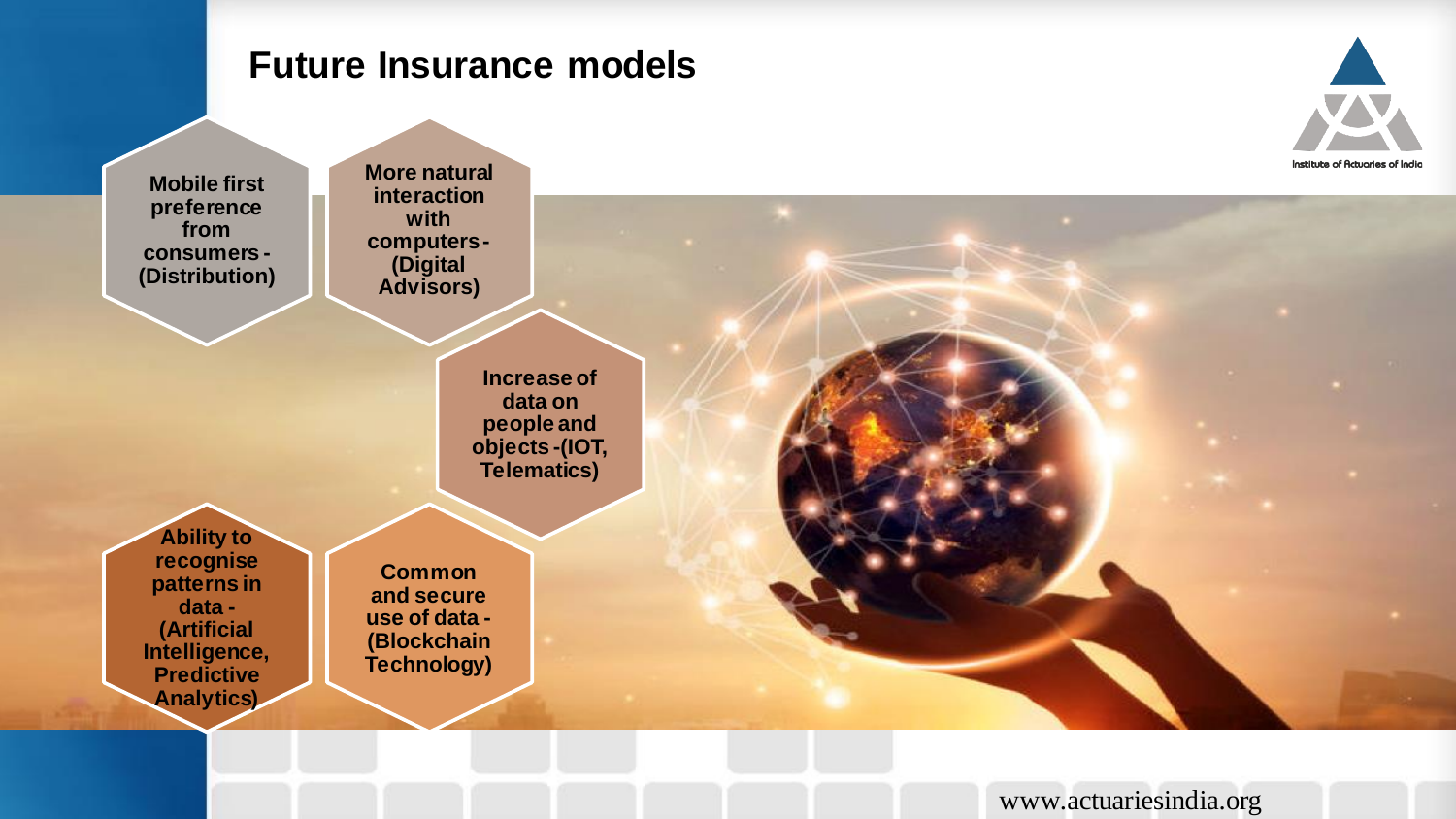# Future Insurance models

- Mobile first preference from consumers - (Distribution)
- More natural interaction with computers - (Digital Advisors)
- Increase of data on people and objects -(IOT, Telematics)
- Ability to recognise patterns in data - (Artificial Intelligence, Predictive Analytics)
- Common and secure use of data - (Blockchain Technology)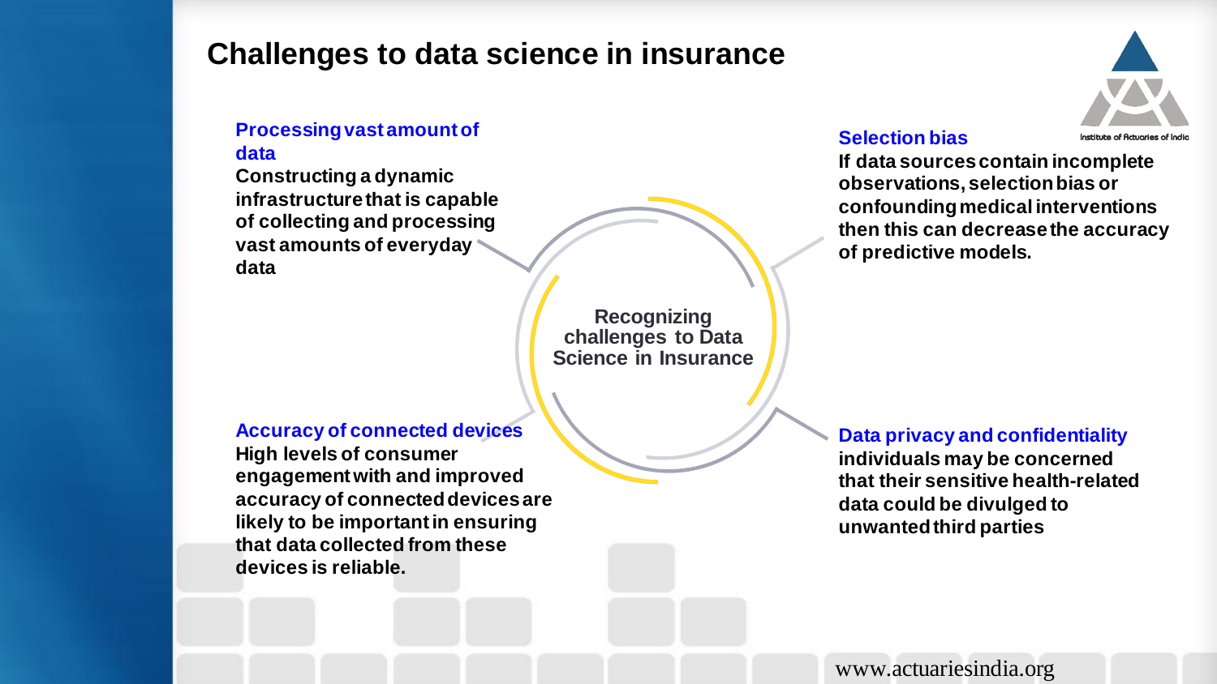# Challenges to data science in insurance

**Recognizing challenges to Data Science in Insurance**

### Processing vast amount of data

**Constructing a dynamic infrastructure that is capable of collecting and processing vast amounts of everyday data**

### Selection bias

**If data sources contain incomplete observations, selection bias or confounding medical interventions then this can decrease the accuracy of predictive models.**

### Accuracy of connected devices

**High levels of consumer engagement with and improved accuracy of connected devices are likely to be important in ensuring that data collected from these devices is reliable.**

### Data privacy and confidentiality

**individuals may be concerned that their sensitive health-related data could be divulged to unwanted third parties**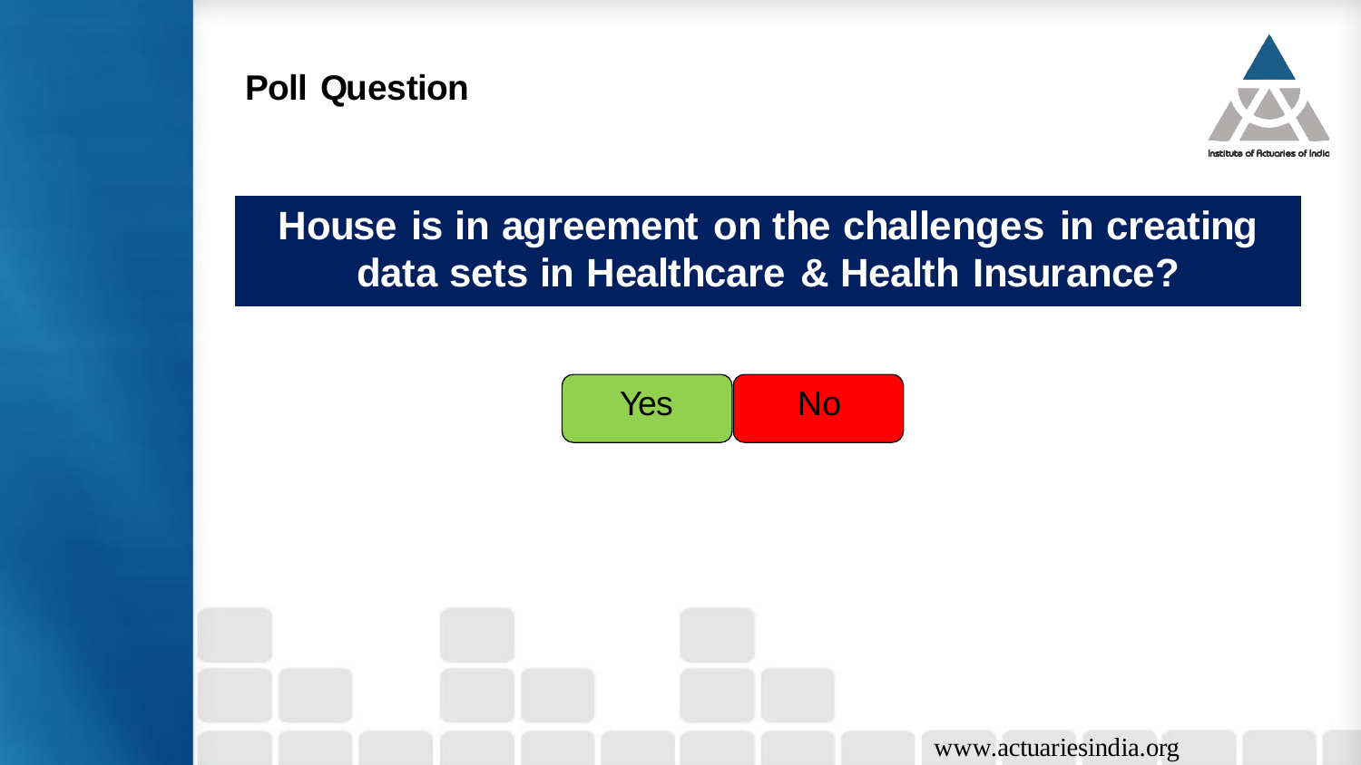## Poll Question

**House is in agreement on the challenges in creating data sets in Healthcare & Health Insurance?**

Yes | No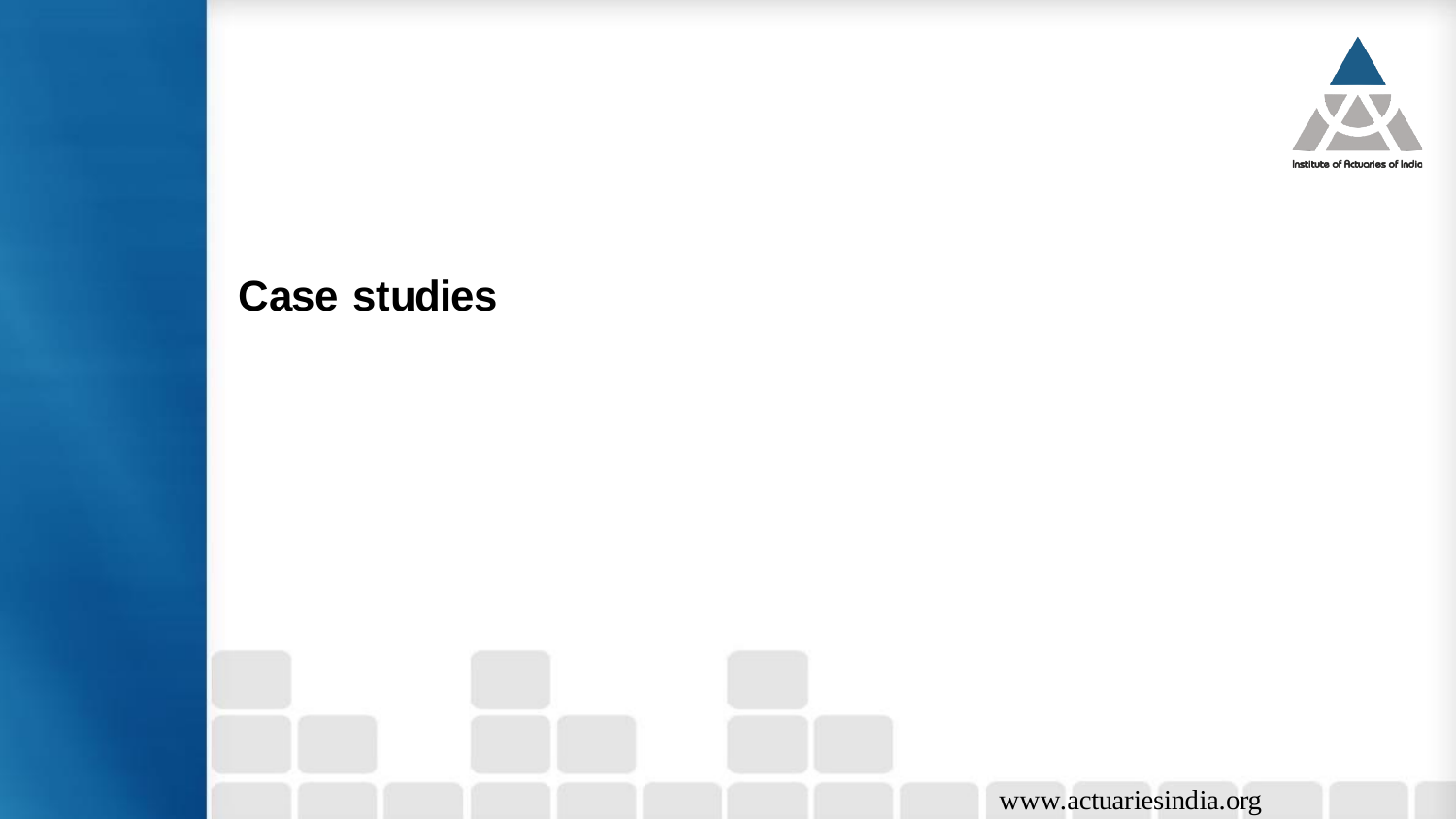# Case studies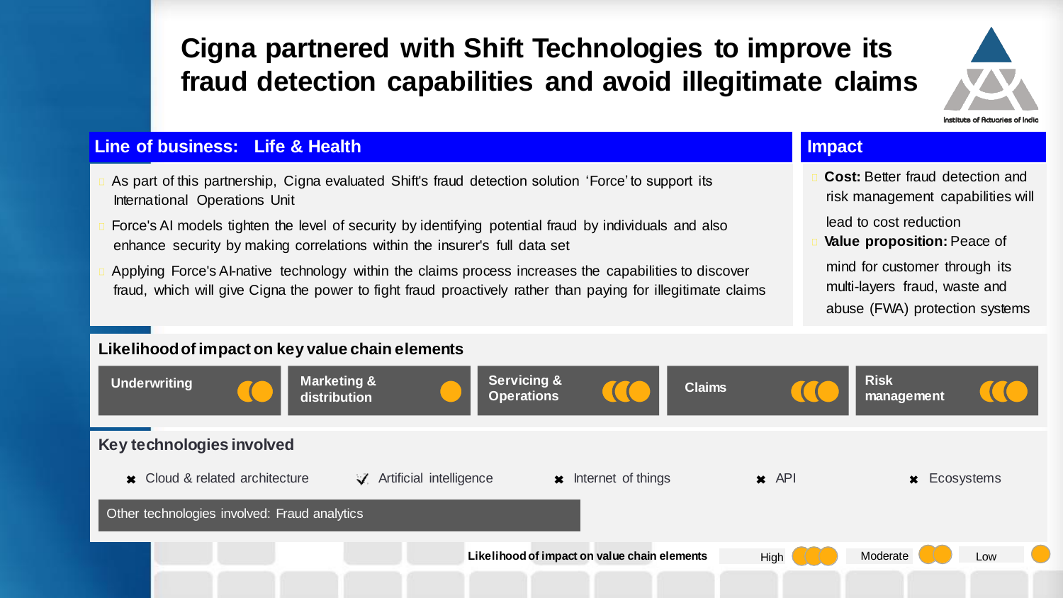# Cigna partnered with Shift Technologies to improve its fraud detection capabilities and avoid illegitimate claims

Institute of Actuaries of India

## Line of business: Life & Health

- As part of this partnership, Cigna evaluated Shift's fraud detection solution 'Force' to support its International Operations Unit
- Force's AI models tighten the level of security by identifying potential fraud by individuals and also enhance security by making correlations within the insurer's full data set
- Applying Force's AI-native technology within the claims process increases the capabilities to discover fraud, which will give Cigna the power to fight fraud proactively rather than paying for illegitimate claims

## Impact

- **Cost:** Better fraud detection and risk management capabilities will lead to cost reduction
- **Value proposition:** Peace of mind for customer through its multi-layers fraud, waste and abuse (FWA) protection systems

## Likelihood of impact on key value chain elements

| Underwriting | Marketing & distribution | Servicing & Operations | Claims | Risk management |
|---|---|---|---|---|
| Moderate | Low | High | High | High |

## Key technologies involved

- ✖ Cloud & related architecture
- ✓ Artificial intelligence
- ✖ Internet of things
- ✖ API
- ✖ Ecosystems

Other technologies involved: Fraud analytics

Likelihood of impact on value chain elements: High / Moderate / Low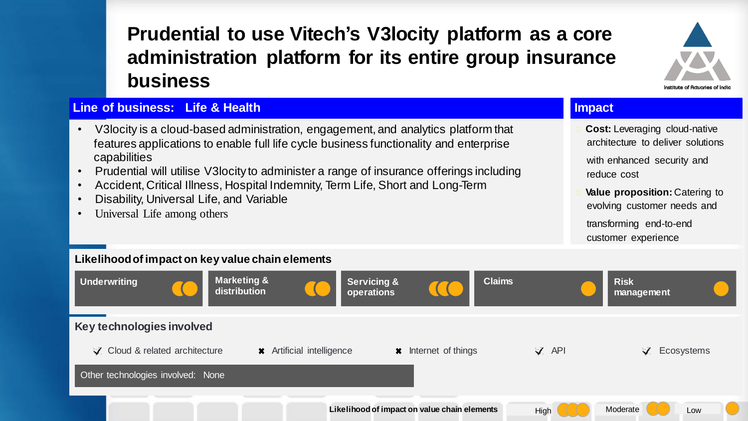# Prudential to use Vitech's V3locity platform as a core administration platform for its entire group insurance business

## Line of business: Life & Health

- V3locity is a cloud-based administration, engagement, and analytics platform that features applications to enable full life cycle business functionality and enterprise capabilities
- Prudential will utilise V3locity to administer a range of insurance offerings including
- Accident, Critical Illness, Hospital Indemnity, Term Life, Short and Long-Term
- Disability, Universal Life, and Variable
- Universal Life among others

## Impact

- **Cost:** Leveraging cloud-native architecture to deliver solutions with enhanced security and reduce cost
- **Value proposition:** Catering to evolving customer needs and transforming end-to-end customer experience

## Likelihood of impact on key value chain elements

| Value chain element | Likelihood |
|---|---|
| Underwriting | Moderate |
| Marketing & distribution | Moderate |
| Servicing & operations | High |
| Claims | Low |
| Risk management | Low |

## Key technologies involved

- ✓ Cloud & related architecture
- ✖ Artificial intelligence
- ✖ Internet of things
- ✓ API
- ✓ Ecosystems

Other technologies involved: None

**Likelihood of impact on value chain elements:** High (3 circles) | Moderate (2 circles) | Low (1 circle)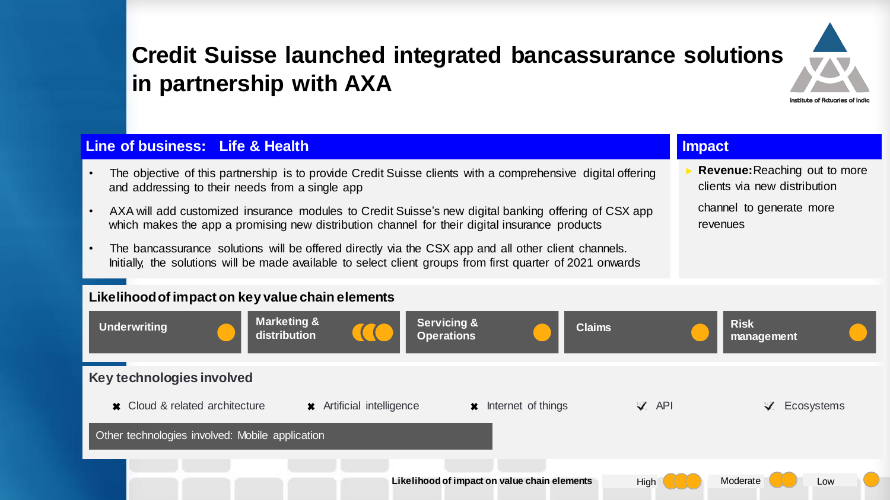# Credit Suisse launched integrated bancassurance solutions in partnership with AXA

## Line of business: Life & Health

- The objective of this partnership is to provide Credit Suisse clients with a comprehensive digital offering and addressing to their needs from a single app
- AXA will add customized insurance modules to Credit Suisse's new digital banking offering of CSX app which makes the app a promising new distribution channel for their digital insurance products
- The bancassurance solutions will be offered directly via the CSX app and all other client channels. Initially, the solutions will be made available to select client groups from first quarter of 2021 onwards

## Impact

- **Revenue:** Reaching out to more clients via new distribution channel to generate more revenues

## Likelihood of impact on key value chain elements

| Value chain element | Likelihood |
| --- | --- |
| Underwriting | Low |
| Marketing & distribution | High |
| Servicing & Operations | Low |
| Claims | Low |
| Risk management | Low |

## Key technologies involved

- ✖ Cloud & related architecture
- ✖ Artificial intelligence
- ✖ Internet of things
- ✔ API
- ✔ Ecosystems

Other technologies involved: Mobile application

Likelihood of impact on value chain elements: High / Moderate / Low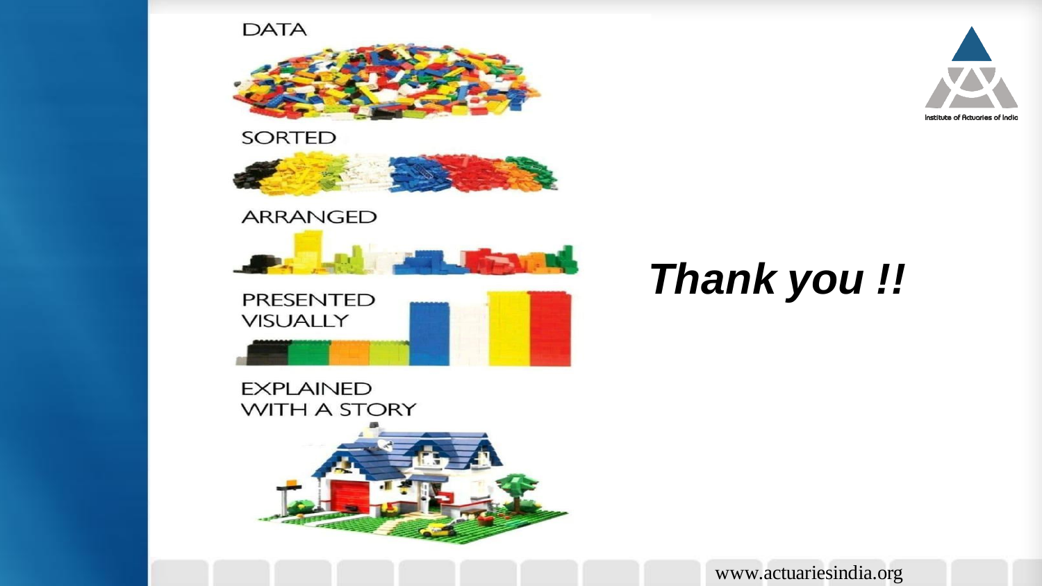DATA

SORTED

ARRANGED

PRESENTED VISUALLY

EXPLAINED WITH A STORY

# *Thank you !!*